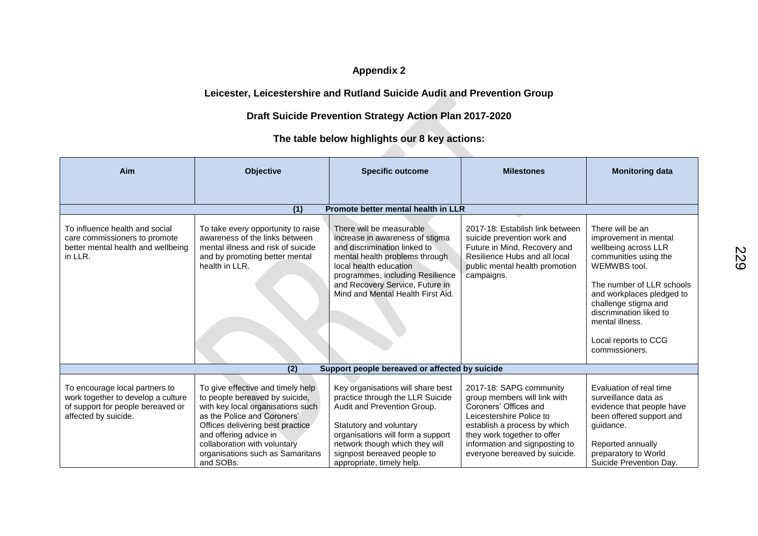**Appendix 2**

**Leicester, Leicestershire and Rutland Suicide Audit and Prevention Group**

**Draft Suicide Prevention Strategy Action Plan 2017-2020**

**The table below highlights our 8 key actions:**

| Aim | Objective | Specific outcome | Milestones | Monitoring data |
|---|---|---|---|---|
| **(1) Promote better mental health in LLR** | | | | |
| To influence health and social care commissioners to promote better mental health and wellbeing in LLR. | To take every opportunity to raise awareness of the links between mental illness and risk of suicide and by promoting better mental health in LLR. | There will be measurable increase in awareness of stigma and discrimination linked to mental health problems through local health education programmes, including Resilience and Recovery Service, Future in Mind and Mental Health First Aid. | 2017-18: Establish link between suicide prevention work and Future in Mind, Recovery and Resilience Hubs and all local public mental health promotion campaigns. | There will be an improvement in mental wellbeing across LLR communities using the WEMWBS tool.<br><br>The number of LLR schools and workplaces pledged to challenge stigma and discrimination liked to mental illness.<br><br>Local reports to CCG commissioners. |
| **(2) Support people bereaved or affected by suicide** | | | | |
| To encourage local partners to work together to develop a culture of support for people bereaved or affected by suicide. | To give effective and timely help to people bereaved by suicide, with key local organisations such as the Police and Coroners' Offices delivering best practice and offering advice in collaboration with voluntary organisations such as Samaritans and SOBs. | Key organisations will share best practice through the LLR Suicide Audit and Prevention Group.<br><br>Statutory and voluntary organisations will form a support network though which they will signpost bereaved people to appropriate, timely help. | 2017-18: SAPG community group members will link with Coroners' Offices and Leicestershire Police to establish a process by which they work together to offer information and signposting to everyone bereaved by suicide. | Evaluation of real time surveillance data as evidence that people have been offered support and guidance.<br><br>Reported annually preparatory to World Suicide Prevention Day. |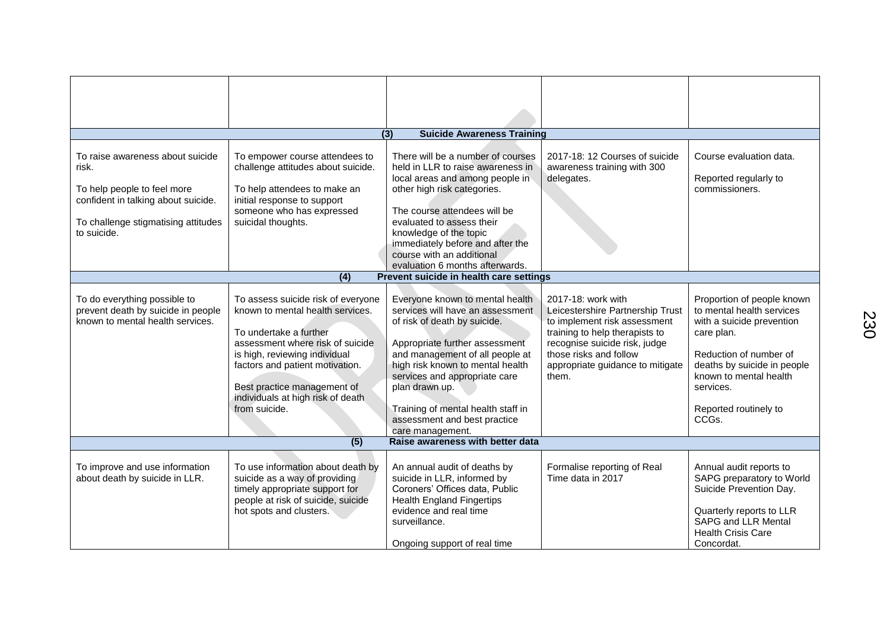| | | | | |
|---|---|---|---|---|
| | | | | |
| **(3) Suicide Awareness Training** | | | | |
| To raise awareness about suicide risk.<br><br>To help people to feel more confident in talking about suicide.<br><br>To challenge stigmatising attitudes to suicide. | To empower course attendees to challenge attitudes about suicide.<br><br>To help attendees to make an initial response to support someone who has expressed suicidal thoughts. | There will be a number of courses held in LLR to raise awareness in local areas and among people in other high risk categories.<br><br>The course attendees will be evaluated to assess their knowledge of the topic immediately before and after the course with an additional evaluation 6 months afterwards. | 2017-18: 12 Courses of suicide awareness training with 300 delegates. | Course evaluation data.<br><br>Reported regularly to commissioners. |
| **(4) Prevent suicide in health care settings** | | | | |
| To do everything possible to prevent death by suicide in people known to mental health services. | To assess suicide risk of everyone known to mental health services.<br><br>To undertake a further assessment where risk of suicide is high, reviewing individual factors and patient motivation.<br><br>Best practice management of individuals at high risk of death from suicide. | Everyone known to mental health services will have an assessment of risk of death by suicide.<br><br>Appropriate further assessment and management of all people at high risk known to mental health services and appropriate care plan drawn up.<br><br>Training of mental health staff in assessment and best practice care management. | 2017-18: work with Leicestershire Partnership Trust to implement risk assessment training to help therapists to recognise suicide risk, judge those risks and follow appropriate guidance to mitigate them. | Proportion of people known to mental health services with a suicide prevention care plan.<br><br>Reduction of number of deaths by suicide in people known to mental health services.<br><br>Reported routinely to CCGs. |
| **(5) Raise awareness with better data** | | | | |
| To improve and use information about death by suicide in LLR. | To use information about death by suicide as a way of providing timely appropriate support for people at risk of suicide, suicide hot spots and clusters. | An annual audit of deaths by suicide in LLR, informed by Coroners' Offices data, Public Health England Fingertips evidence and real time surveillance.<br><br>Ongoing support of real time | Formalise reporting of Real Time data in 2017 | Annual audit reports to SAPG preparatory to World Suicide Prevention Day.<br><br>Quarterly reports to LLR SAPG and LLR Mental Health Crisis Care Concordat. |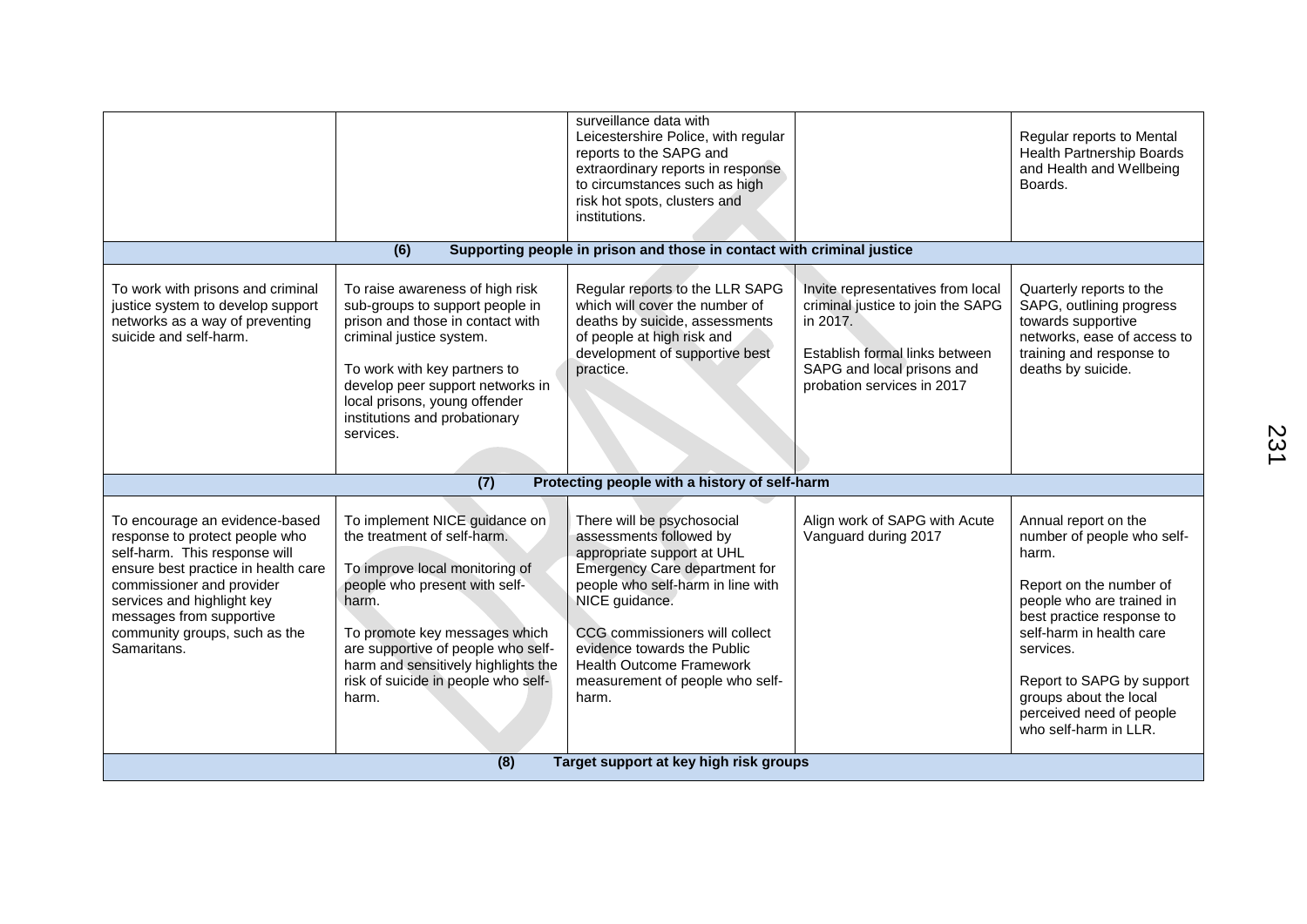| | | | | |
|---|---|---|---|---|
| | | surveillance data with Leicestershire Police, with regular reports to the SAPG and extraordinary reports in response to circumstances such as high risk hot spots, clusters and institutions. | | Regular reports to Mental Health Partnership Boards and Health and Wellbeing Boards. |
| **(6) Supporting people in prison and those in contact with criminal justice** | | | | |
| To work with prisons and criminal justice system to develop support networks as a way of preventing suicide and self-harm. | To raise awareness of high risk sub-groups to support people in prison and those in contact with criminal justice system.<br><br>To work with key partners to develop peer support networks in local prisons, young offender institutions and probationary services. | Regular reports to the LLR SAPG which will cover the number of deaths by suicide, assessments of people at high risk and development of supportive best practice. | Invite representatives from local criminal justice to join the SAPG in 2017.<br><br>Establish formal links between SAPG and local prisons and probation services in 2017 | Quarterly reports to the SAPG, outlining progress towards supportive networks, ease of access to training and response to deaths by suicide. |
| **(7) Protecting people with a history of self-harm** | | | | |
| To encourage an evidence-based response to protect people who self-harm. This response will ensure best practice in health care commissioner and provider services and highlight key messages from supportive community groups, such as the Samaritans. | To implement NICE guidance on the treatment of self-harm.<br><br>To improve local monitoring of people who present with self-harm.<br><br>To promote key messages which are supportive of people who self-harm and sensitively highlights the risk of suicide in people who self-harm. | There will be psychosocial assessments followed by appropriate support at UHL Emergency Care department for people who self-harm in line with NICE guidance.<br><br>CCG commissioners will collect evidence towards the Public Health Outcome Framework measurement of people who self-harm. | Align work of SAPG with Acute Vanguard during 2017 | Annual report on the number of people who self-harm.<br><br>Report on the number of people who are trained in best practice response to self-harm in health care services.<br><br>Report to SAPG by support groups about the local perceived need of people who self-harm in LLR. |
| **(8) Target support at key high risk groups** | | | | |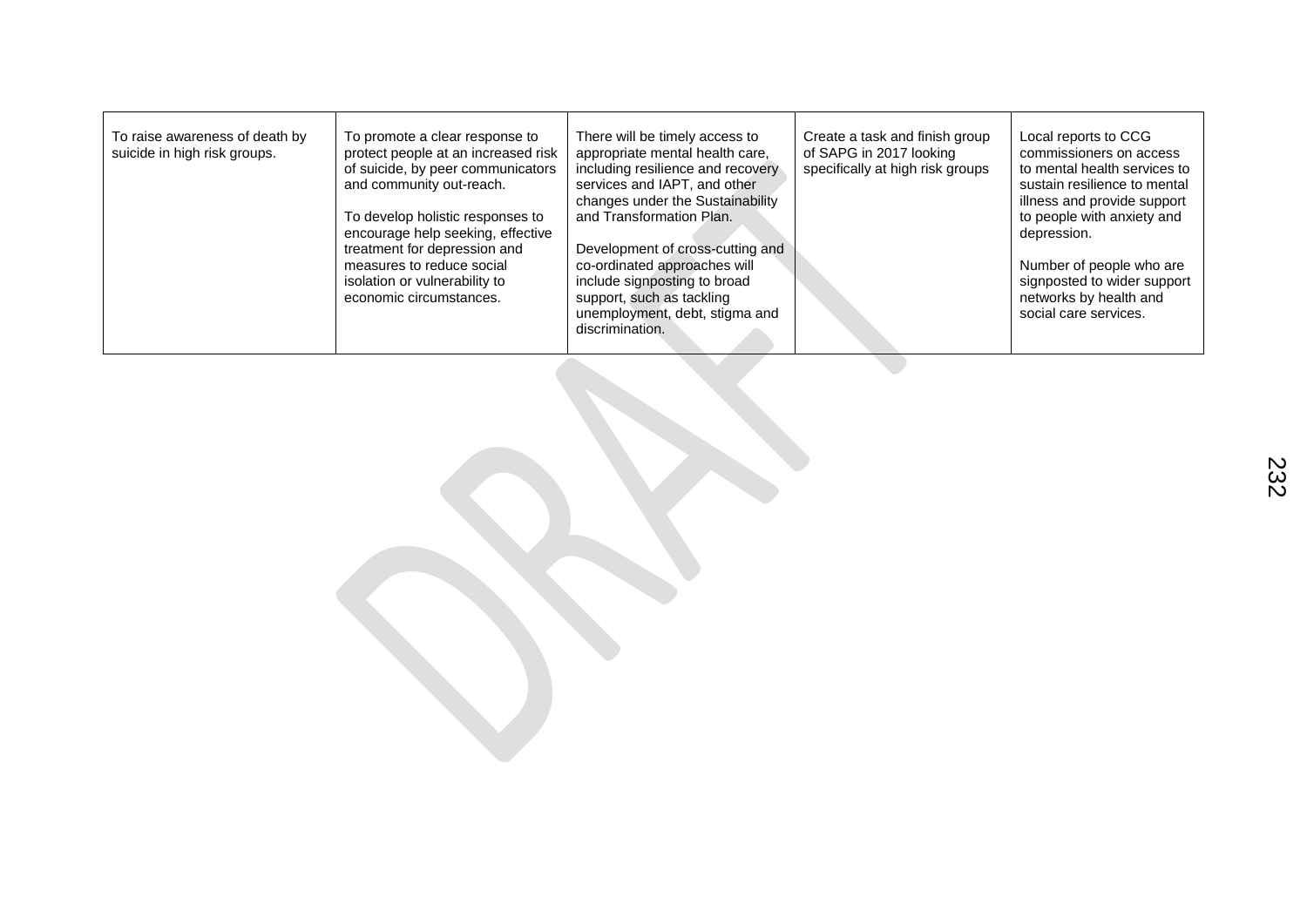| | | | | |
|---|---|---|---|---|
| To raise awareness of death by suicide in high risk groups. | To promote a clear response to protect people at an increased risk of suicide, by peer communicators and community out-reach.<br><br>To develop holistic responses to encourage help seeking, effective treatment for depression and measures to reduce social isolation or vulnerability to economic circumstances. | There will be timely access to appropriate mental health care, including resilience and recovery services and IAPT, and other changes under the Sustainability and Transformation Plan.<br><br>Development of cross-cutting and co-ordinated approaches will include signposting to broad support, such as tackling unemployment, debt, stigma and discrimination. | Create a task and finish group of SAPG in 2017 looking specifically at high risk groups | Local reports to CCG commissioners on access to mental health services to sustain resilience to mental illness and provide support to people with anxiety and depression.<br><br>Number of people who are signposted to wider support networks by health and social care services. |